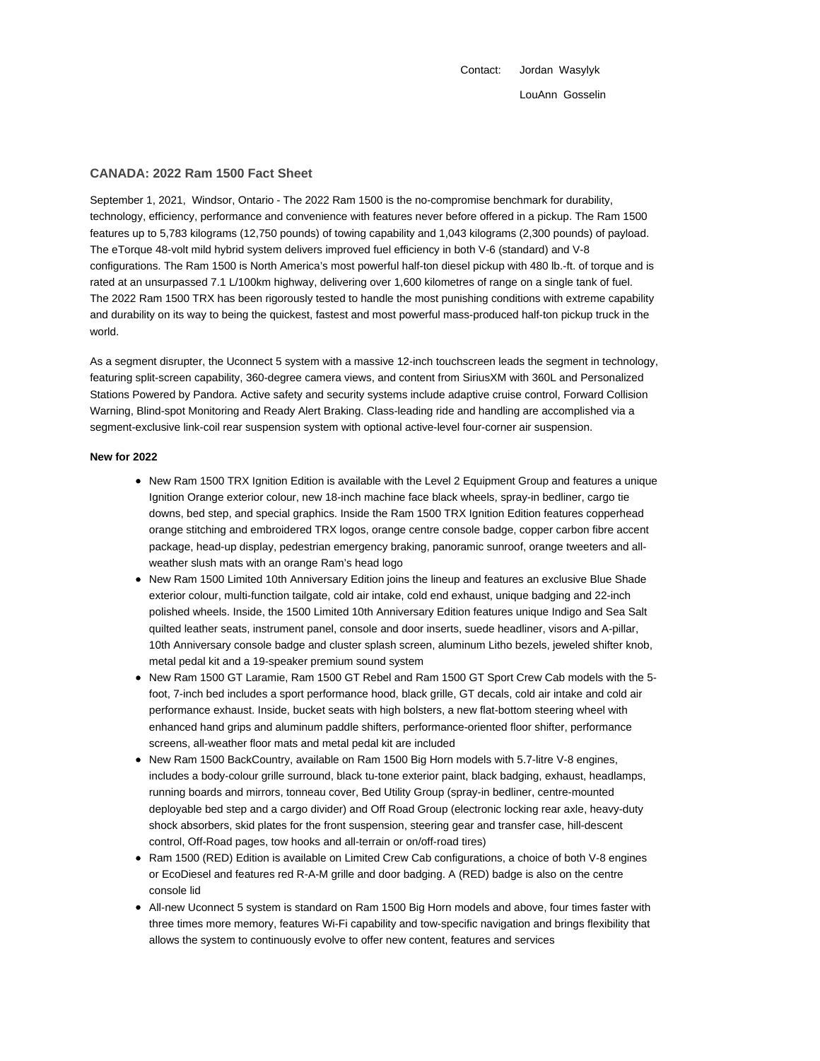Contact: Jordan Wasylyk

LouAnn Gosselin

## CANADA: 2022 Ram 1500 Fact Sheet

September 1, 2021, Windsor, Ontario - The 2022 Ram 1500 is the no-compromise benchmark for durability, technology, efficiency, performance and convenience with features never before offered in a pickup. The Ram 1500 features up to 5,783 kilograms (12,750 pounds) of towing capability and 1,043 kilograms (2,300 pounds) of payload. The eTorque 48-volt mild hybrid system delivers improved fuel efficiency in both V-6 (standard) and V-8 configurations. The Ram 1500 is North America's most powerful half-ton diesel pickup with 480 lb.-ft. of torque and is rated at an unsurpassed 7.1 L/100km highway, delivering over 1,600 kilometres of range on a single tank of fuel. The 2022 Ram 1500 TRX has been rigorously tested to handle the most punishing conditions with extreme capability and durability on its way to being the quickest, fastest and most powerful mass-produced half-ton pickup truck in the world.

As a segment disrupter, the Uconnect 5 system with a massive 12-inch touchscreen leads the segment in technology, featuring split-screen capability, 360-degree camera views, and content from SiriusXM with 360L and Personalized Stations Powered by Pandora. Active safety and security systems include adaptive cruise control, Forward Collision Warning, Blind-spot Monitoring and Ready Alert Braking. Class-leading ride and handling are accomplished via a segment-exclusive link-coil rear suspension system with optional active-level four-corner air suspension.

**New for 2022**

- New Ram 1500 TRX Ignition Edition is available with the Level 2 Equipment Group and features a unique Ignition Orange exterior colour, new 18-inch machine face black wheels, spray-in bedliner, cargo tie downs, bed step, and special graphics. Inside the Ram 1500 TRX Ignition Edition features copperhead orange stitching and embroidered TRX logos, orange centre console badge, copper carbon fibre accent package, head-up display, pedestrian emergency braking, panoramic sunroof, orange tweeters and all-weather slush mats with an orange Ram's head logo
- New Ram 1500 Limited 10th Anniversary Edition joins the lineup and features an exclusive Blue Shade exterior colour, multi-function tailgate, cold air intake, cold end exhaust, unique badging and 22-inch polished wheels. Inside, the 1500 Limited 10th Anniversary Edition features unique Indigo and Sea Salt quilted leather seats, instrument panel, console and door inserts, suede headliner, visors and A-pillar, 10th Anniversary console badge and cluster splash screen, aluminum Litho bezels, jeweled shifter knob, metal pedal kit and a 19-speaker premium sound system
- New Ram 1500 GT Laramie, Ram 1500 GT Rebel and Ram 1500 GT Sport Crew Cab models with the 5-foot, 7-inch bed includes a sport performance hood, black grille, GT decals, cold air intake and cold air performance exhaust. Inside, bucket seats with high bolsters, a new flat-bottom steering wheel with enhanced hand grips and aluminum paddle shifters, performance-oriented floor shifter, performance screens, all-weather floor mats and metal pedal kit are included
- New Ram 1500 BackCountry, available on Ram 1500 Big Horn models with 5.7-litre V-8 engines, includes a body-colour grille surround, black tu-tone exterior paint, black badging, exhaust, headlamps, running boards and mirrors, tonneau cover, Bed Utility Group (spray-in bedliner, centre-mounted deployable bed step and a cargo divider) and Off Road Group (electronic locking rear axle, heavy-duty shock absorbers, skid plates for the front suspension, steering gear and transfer case, hill-descent control, Off-Road pages, tow hooks and all-terrain or on/off-road tires)
- Ram 1500 (RED) Edition is available on Limited Crew Cab configurations, a choice of both V-8 engines or EcoDiesel and features red R-A-M grille and door badging. A (RED) badge is also on the centre console lid
- All-new Uconnect 5 system is standard on Ram 1500 Big Horn models and above, four times faster with three times more memory, features Wi-Fi capability and tow-specific navigation and brings flexibility that allows the system to continuously evolve to offer new content, features and services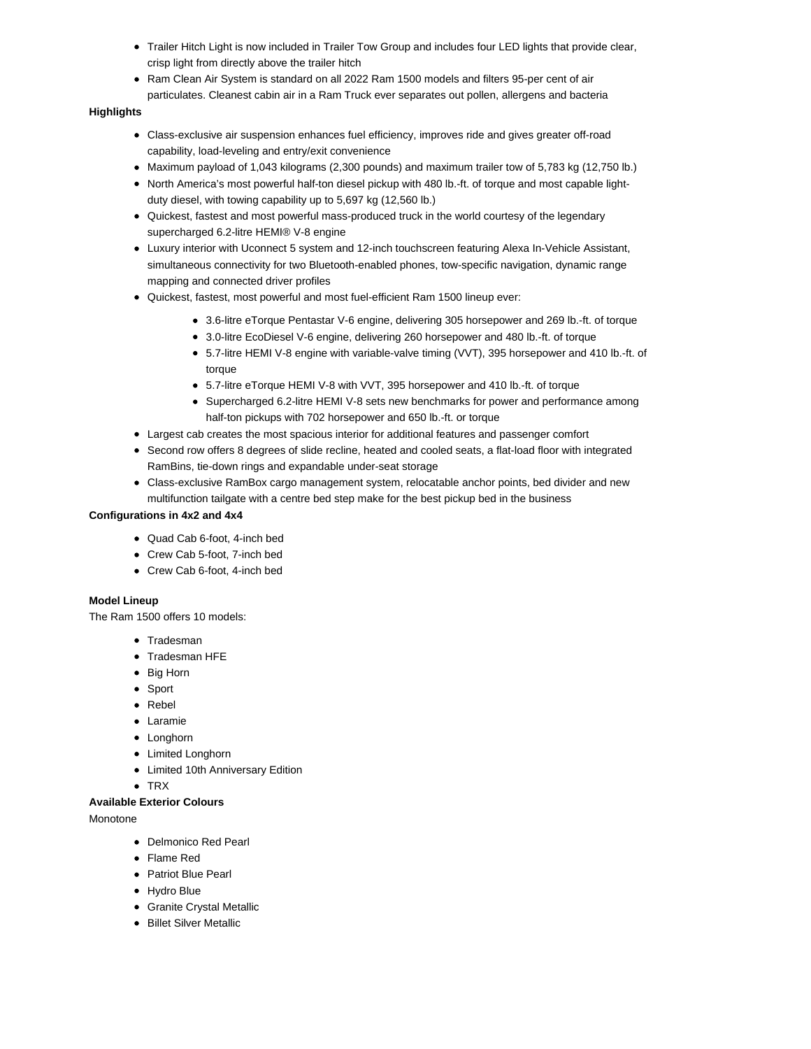- Trailer Hitch Light is now included in Trailer Tow Group and includes four LED lights that provide clear, crisp light from directly above the trailer hitch
- Ram Clean Air System is standard on all 2022 Ram 1500 models and filters 95-per cent of air particulates. Cleanest cabin air in a Ram Truck ever separates out pollen, allergens and bacteria

**Highlights**

- Class-exclusive air suspension enhances fuel efficiency, improves ride and gives greater off-road capability, load-leveling and entry/exit convenience
- Maximum payload of 1,043 kilograms (2,300 pounds) and maximum trailer tow of 5,783 kg (12,750 lb.)
- North America's most powerful half-ton diesel pickup with 480 lb.-ft. of torque and most capable light-duty diesel, with towing capability up to 5,697 kg (12,560 lb.)
- Quickest, fastest and most powerful mass-produced truck in the world courtesy of the legendary supercharged 6.2-litre HEMI® V-8 engine
- Luxury interior with Uconnect 5 system and 12-inch touchscreen featuring Alexa In-Vehicle Assistant, simultaneous connectivity for two Bluetooth-enabled phones, tow-specific navigation, dynamic range mapping and connected driver profiles
- Quickest, fastest, most powerful and most fuel-efficient Ram 1500 lineup ever:
  - 3.6-litre eTorque Pentastar V-6 engine, delivering 305 horsepower and 269 lb.-ft. of torque
  - 3.0-litre EcoDiesel V-6 engine, delivering 260 horsepower and 480 lb.-ft. of torque
  - 5.7-litre HEMI V-8 engine with variable-valve timing (VVT), 395 horsepower and 410 lb.-ft. of torque
  - 5.7-litre eTorque HEMI V-8 with VVT, 395 horsepower and 410 lb.-ft. of torque
  - Supercharged 6.2-litre HEMI V-8 sets new benchmarks for power and performance among half-ton pickups with 702 horsepower and 650 lb.-ft. or torque
- Largest cab creates the most spacious interior for additional features and passenger comfort
- Second row offers 8 degrees of slide recline, heated and cooled seats, a flat-load floor with integrated RamBins, tie-down rings and expandable under-seat storage
- Class-exclusive RamBox cargo management system, relocatable anchor points, bed divider and new multifunction tailgate with a centre bed step make for the best pickup bed in the business

**Configurations in 4x2 and 4x4**

- Quad Cab 6-foot, 4-inch bed
- Crew Cab 5-foot, 7-inch bed
- Crew Cab 6-foot, 4-inch bed

**Model Lineup**

The Ram 1500 offers 10 models:

- Tradesman
- Tradesman HFE
- Big Horn
- Sport
- Rebel
- Laramie
- Longhorn
- Limited Longhorn
- Limited 10th Anniversary Edition
- TRX

**Available Exterior Colours**

Monotone

- Delmonico Red Pearl
- Flame Red
- Patriot Blue Pearl
- Hydro Blue
- Granite Crystal Metallic
- Billet Silver Metallic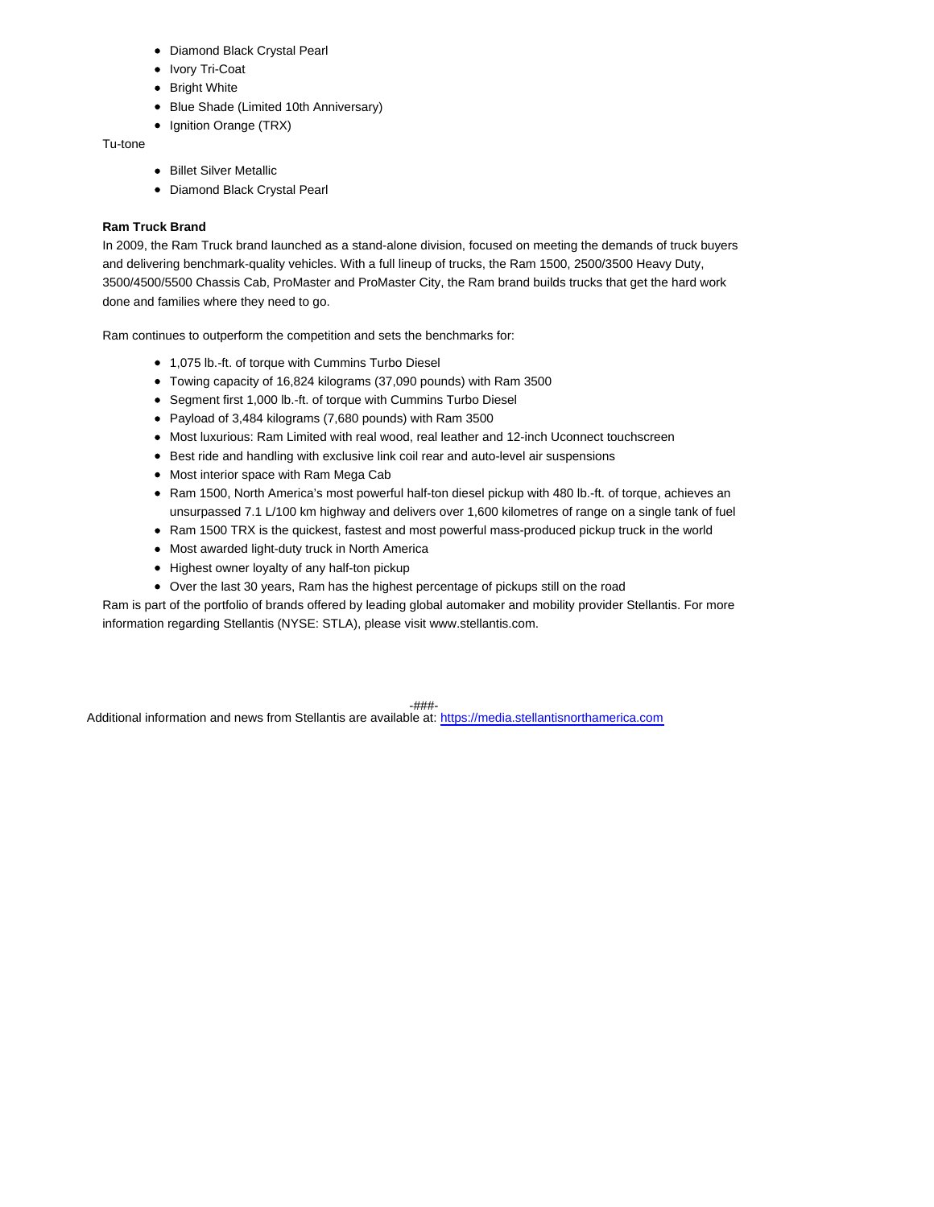- Diamond Black Crystal Pearl
- Ivory Tri-Coat
- Bright White
- Blue Shade (Limited 10th Anniversary)
- Ignition Orange (TRX)

Tu-tone

- Billet Silver Metallic
- Diamond Black Crystal Pearl

**Ram Truck Brand**

In 2009, the Ram Truck brand launched as a stand-alone division, focused on meeting the demands of truck buyers and delivering benchmark-quality vehicles. With a full lineup of trucks, the Ram 1500, 2500/3500 Heavy Duty, 3500/4500/5500 Chassis Cab, ProMaster and ProMaster City, the Ram brand builds trucks that get the hard work done and families where they need to go.

Ram continues to outperform the competition and sets the benchmarks for:

- 1,075 lb.-ft. of torque with Cummins Turbo Diesel
- Towing capacity of 16,824 kilograms (37,090 pounds) with Ram 3500
- Segment first 1,000 lb.-ft. of torque with Cummins Turbo Diesel
- Payload of 3,484 kilograms (7,680 pounds) with Ram 3500
- Most luxurious: Ram Limited with real wood, real leather and 12-inch Uconnect touchscreen
- Best ride and handling with exclusive link coil rear and auto-level air suspensions
- Most interior space with Ram Mega Cab
- Ram 1500, North America's most powerful half-ton diesel pickup with 480 lb.-ft. of torque, achieves an unsurpassed 7.1 L/100 km highway and delivers over 1,600 kilometres of range on a single tank of fuel
- Ram 1500 TRX is the quickest, fastest and most powerful mass-produced pickup truck in the world
- Most awarded light-duty truck in North America
- Highest owner loyalty of any half-ton pickup
- Over the last 30 years, Ram has the highest percentage of pickups still on the road

Ram is part of the portfolio of brands offered by leading global automaker and mobility provider Stellantis. For more information regarding Stellantis (NYSE: STLA), please visit www.stellantis.com.

-###-

Additional information and news from Stellantis are available at: [https://media.stellantisnorthamerica.com](https://media.stellantisnorthamerica.com)